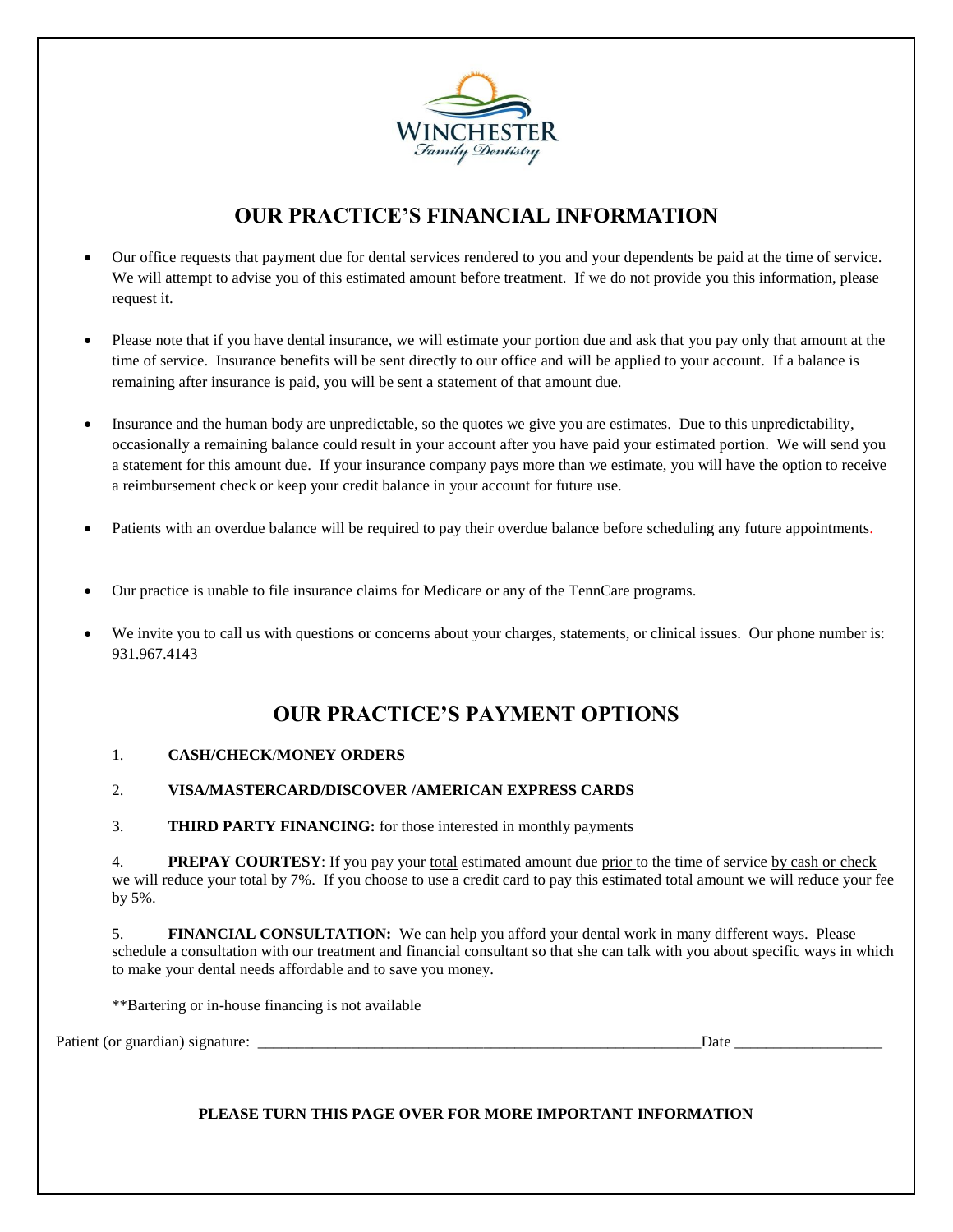WINCHESTER
*Family Dentistry*

## OUR PRACTICE'S FINANCIAL INFORMATION

- Our office requests that payment due for dental services rendered to you and your dependents be paid at the time of service. We will attempt to advise you of this estimated amount before treatment. If we do not provide you this information, please request it.
- Please note that if you have dental insurance, we will estimate your portion due and ask that you pay only that amount at the time of service. Insurance benefits will be sent directly to our office and will be applied to your account. If a balance is remaining after insurance is paid, you will be sent a statement of that amount due.
- Insurance and the human body are unpredictable, so the quotes we give you are estimates. Due to this unpredictability, occasionally a remaining balance could result in your account after you have paid your estimated portion. We will send you a statement for this amount due. If your insurance company pays more than we estimate, you will have the option to receive a reimbursement check or keep your credit balance in your account for future use.
- Patients with an overdue balance will be required to pay their overdue balance before scheduling any future appointments.
- Our practice is unable to file insurance claims for Medicare or any of the TennCare programs.
- We invite you to call us with questions or concerns about your charges, statements, or clinical issues. Our phone number is: 931.967.4143

## OUR PRACTICE'S PAYMENT OPTIONS

1. **CASH/CHECK/MONEY ORDERS**
2. **VISA/MASTERCARD/DISCOVER /AMERICAN EXPRESS CARDS**
3. **THIRD PARTY FINANCING:** for those interested in monthly payments
4. **PREPAY COURTESY**: If you pay your <u>total</u> estimated amount due <u>prior</u> to the time of service <u>by cash or check</u> we will reduce your total by 7%. If you choose to use a credit card to pay this estimated total amount we will reduce your fee by 5%.
5. **FINANCIAL CONSULTATION:** We can help you afford your dental work in many different ways. Please schedule a consultation with our treatment and financial consultant so that she can talk with you about specific ways in which to make your dental needs affordable and to save you money.

**Bartering or in-house financing is not available

Patient (or guardian) signature: ____________________________________________________________Date ___________________

**PLEASE TURN THIS PAGE OVER FOR MORE IMPORTANT INFORMATION**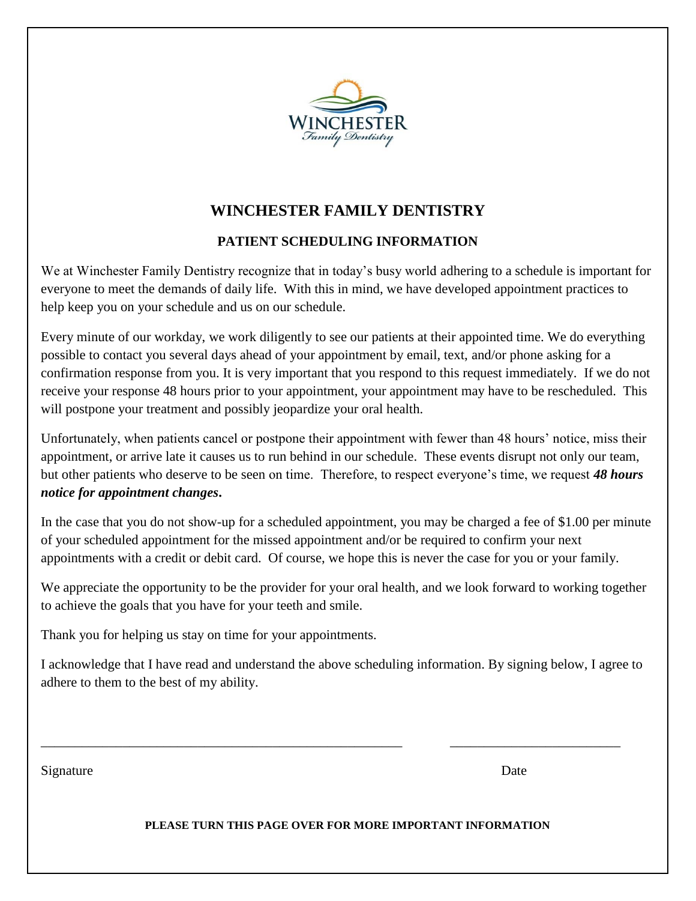# WINCHESTER FAMILY DENTISTRY

## PATIENT SCHEDULING INFORMATION

We at Winchester Family Dentistry recognize that in today's busy world adhering to a schedule is important for everyone to meet the demands of daily life. With this in mind, we have developed appointment practices to help keep you on your schedule and us on our schedule.

Every minute of our workday, we work diligently to see our patients at their appointed time. We do everything possible to contact you several days ahead of your appointment by email, text, and/or phone asking for a confirmation response from you. It is very important that you respond to this request immediately. If we do not receive your response 48 hours prior to your appointment, your appointment may have to be rescheduled. This will postpone your treatment and possibly jeopardize your oral health.

Unfortunately, when patients cancel or postpone their appointment with fewer than 48 hours' notice, miss their appointment, or arrive late it causes us to run behind in our schedule. These events disrupt not only our team, but other patients who deserve to be seen on time. Therefore, to respect everyone's time, we request ***48 hours notice for appointment changes*.**

In the case that you do not show-up for a scheduled appointment, you may be charged a fee of $1.00 per minute of your scheduled appointment for the missed appointment and/or be required to confirm your next appointments with a credit or debit card. Of course, we hope this is never the case for you or your family.

We appreciate the opportunity to be the provider for your oral health, and we look forward to working together to achieve the goals that you have for your teeth and smile.

Thank you for helping us stay on time for your appointments.

I acknowledge that I have read and understand the above scheduling information. By signing below, I agree to adhere to them to the best of my ability.

_______________________________________________________ _________________________

Signature Date

**PLEASE TURN THIS PAGE OVER FOR MORE IMPORTANT INFORMATION**